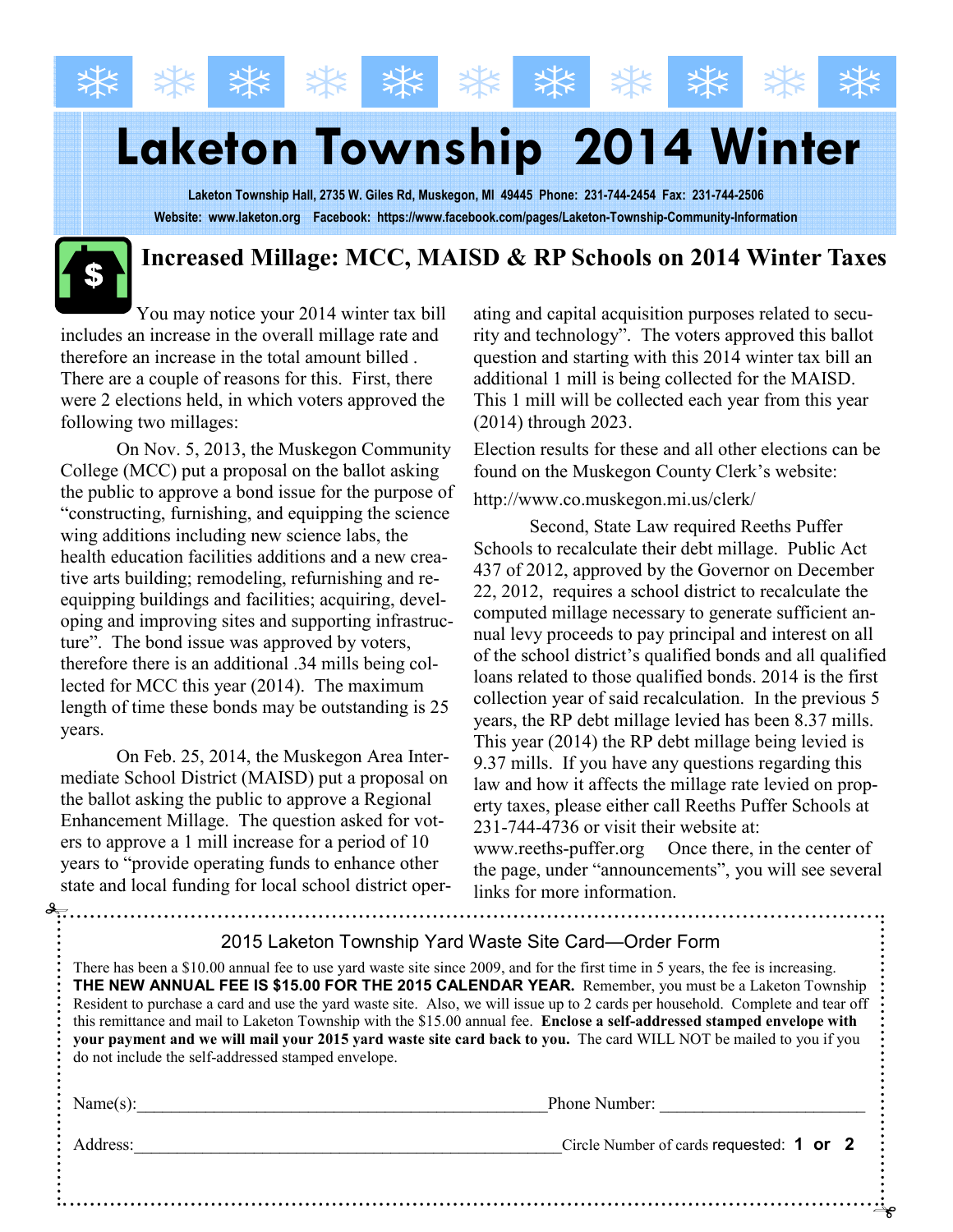# Laketon Township 2014 Winter

**Laketon Township Hall, 2735 W. Giles Rd, Muskegon, MI 49445 Phone: 231-744-2454 Fax: 231-744-2506**

**Website: www.laketon.org Facebook: https://www.facebook.com/pages/Laketon-Township-Community-Information**

## Increased Millage: MCC, MAISD & RP Schools on 2014 Winter Taxes

You may notice your 2014 winter tax bill includes an increase in the overall millage rate and therefore an increase in the total amount billed . There are a couple of reasons for this. First, there were 2 elections held, in which voters approved the following two millages:

On Nov. 5, 2013, the Muskegon Community College (MCC) put a proposal on the ballot asking the public to approve a bond issue for the purpose of "constructing, furnishing, and equipping the science wing additions including new science labs, the health education facilities additions and a new creative arts building; remodeling, refurnishing and re-equipping buildings and facilities; acquiring, developing and improving sites and supporting infrastructure". The bond issue was approved by voters, therefore there is an additional .34 mills being collected for MCC this year (2014). The maximum length of time these bonds may be outstanding is 25 years.

On Feb. 25, 2014, the Muskegon Area Intermediate School District (MAISD) put a proposal on the ballot asking the public to approve a Regional Enhancement Millage. The question asked for voters to approve a 1 mill increase for a period of 10 years to "provide operating funds to enhance other state and local funding for local school district operating and capital acquisition purposes related to security and technology". The voters approved this ballot question and starting with this 2014 winter tax bill an additional 1 mill is being collected for the MAISD. This 1 mill will be collected each year from this year (2014) through 2023.

Election results for these and all other elections can be found on the Muskegon County Clerk's website:

http://www.co.muskegon.mi.us/clerk/

Second, State Law required Reeths Puffer Schools to recalculate their debt millage. Public Act 437 of 2012, approved by the Governor on December 22, 2012, requires a school district to recalculate the computed millage necessary to generate sufficient annual levy proceeds to pay principal and interest on all of the school district's qualified bonds and all qualified loans related to those qualified bonds. 2014 is the first collection year of said recalculation. In the previous 5 years, the RP debt millage levied has been 8.37 mills. This year (2014) the RP debt millage being levied is 9.37 mills. If you have any questions regarding this law and how it affects the millage rate levied on property taxes, please either call Reeths Puffer Schools at 231-744-4736 or visit their website at: www.reeths-puffer.org Once there, in the center of the page, under "announcements", you will see several links for more information.

---

### 2015 Laketon Township Yard Waste Site Card—Order Form

There has been a $10.00 annual fee to use yard waste site since 2009, and for the first time in 5 years, the fee is increasing. **THE NEW ANNUAL FEE IS $15.00 FOR THE 2015 CALENDAR YEAR.** Remember, you must be a Laketon Township Resident to purchase a card and use the yard waste site. Also, we will issue up to 2 cards per household. Complete and tear off this remittance and mail to Laketon Township with the $15.00 annual fee. **Enclose a self-addressed stamped envelope with your payment and we will mail your 2015 yard waste site card back to you.** The card WILL NOT be mailed to you if you do not include the self-addressed stamped envelope.

Name(s):______________________________________________ Phone Number: ______________________

Address:______________________________________________ Circle Number of cards requested: **1 or 2**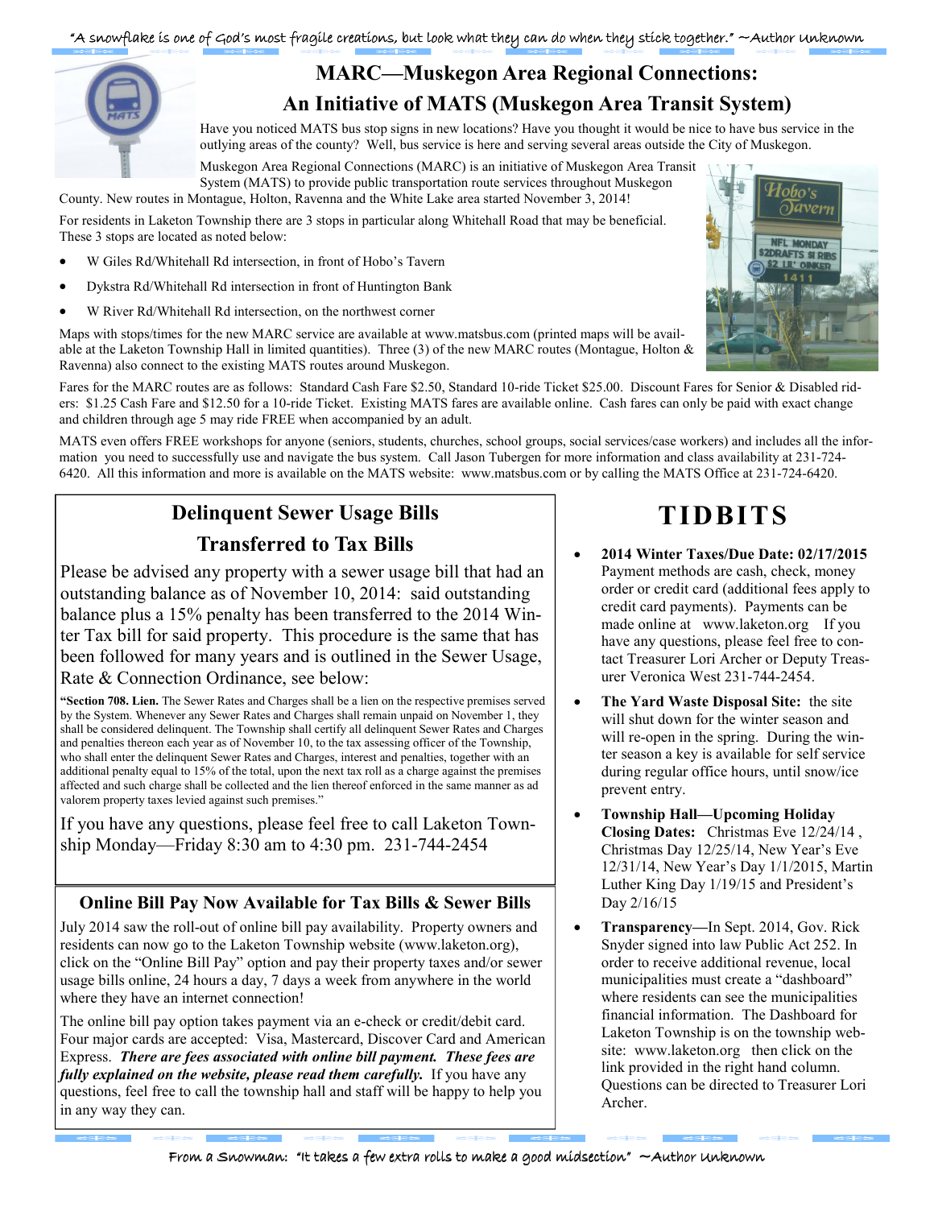"A snowflake is one of God's most fragile creations, but look what they can do when they stick together." ~Author Unknown

## MARC—Muskegon Area Regional Connections: An Initiative of MATS (Muskegon Area Transit System)

Have you noticed MATS bus stop signs in new locations? Have you thought it would be nice to have bus service in the outlying areas of the county? Well, bus service is here and serving several areas outside the City of Muskegon.

Muskegon Area Regional Connections (MARC) is an initiative of Muskegon Area Transit System (MATS) to provide public transportation route services throughout Muskegon County. New routes in Montague, Holton, Ravenna and the White Lake area started November 3, 2014!

For residents in Laketon Township there are 3 stops in particular along Whitehall Road that may be beneficial. These 3 stops are located as noted below:

- W Giles Rd/Whitehall Rd intersection, in front of Hobo's Tavern
- Dykstra Rd/Whitehall Rd intersection in front of Huntington Bank
- W River Rd/Whitehall Rd intersection, on the northwest corner

Maps with stops/times for the new MARC service are available at www.matsbus.com (printed maps will be available at the Laketon Township Hall in limited quantities). Three (3) of the new MARC routes (Montague, Holton & Ravenna) also connect to the existing MATS routes around Muskegon.

Fares for the MARC routes are as follows: Standard Cash Fare $2.50, Standard 10-ride Ticket $25.00. Discount Fares for Senior & Disabled riders: $1.25 Cash Fare and $12.50 for a 10-ride Ticket. Existing MATS fares are available online. Cash fares can only be paid with exact change and children through age 5 may ride FREE when accompanied by an adult.

MATS even offers FREE workshops for anyone (seniors, students, churches, school groups, social services/case workers) and includes all the information you need to successfully use and navigate the bus system. Call Jason Tubergen for more information and class availability at 231-724-6420. All this information and more is available on the MATS website: www.matsbus.com or by calling the MATS Office at 231-724-6420.

## Delinquent Sewer Usage Bills Transferred to Tax Bills

Please be advised any property with a sewer usage bill that had an outstanding balance as of November 10, 2014: said outstanding balance plus a 15% penalty has been transferred to the 2014 Winter Tax bill for said property. This procedure is the same that has been followed for many years and is outlined in the Sewer Usage, Rate & Connection Ordinance, see below:

**"Section 708. Lien.** The Sewer Rates and Charges shall be a lien on the respective premises served by the System. Whenever any Sewer Rates and Charges shall remain unpaid on November 1, they shall be considered delinquent. The Township shall certify all delinquent Sewer Rates and Charges and penalties thereon each year as of November 10, to the tax assessing officer of the Township, who shall enter the delinquent Sewer Rates and Charges, interest and penalties, together with an additional penalty equal to 15% of the total, upon the next tax roll as a charge against the premises affected and such charge shall be collected and the lien thereof enforced in the same manner as ad valorem property taxes levied against such premises."

If you have any questions, please feel free to call Laketon Township Monday—Friday 8:30 am to 4:30 pm. 231-744-2454

## Online Bill Pay Now Available for Tax Bills & Sewer Bills

July 2014 saw the roll-out of online bill pay availability. Property owners and residents can now go to the Laketon Township website (www.laketon.org), click on the "Online Bill Pay" option and pay their property taxes and/or sewer usage bills online, 24 hours a day, 7 days a week from anywhere in the world where they have an internet connection!

The online bill pay option takes payment via an e-check or credit/debit card. Four major cards are accepted: Visa, Mastercard, Discover Card and American Express. ***There are fees associated with online bill payment. These fees are fully explained on the website, please read them carefully.*** If you have any questions, feel free to call the township hall and staff will be happy to help you in any way they can.

## TIDBITS

- **2014 Winter Taxes/Due Date: 02/17/2015** Payment methods are cash, check, money order or credit card (additional fees apply to credit card payments). Payments can be made online at www.laketon.org If you have any questions, please feel free to contact Treasurer Lori Archer or Deputy Treasurer Veronica West 231-744-2454.
- **The Yard Waste Disposal Site:** the site will shut down for the winter season and will re-open in the spring. During the winter season a key is available for self service during regular office hours, until snow/ice prevent entry.
- **Township Hall—Upcoming Holiday Closing Dates:** Christmas Eve 12/24/14 , Christmas Day 12/25/14, New Year's Eve 12/31/14, New Year's Day 1/1/2015, Martin Luther King Day 1/19/15 and President's Day 2/16/15
- **Transparency**—In Sept. 2014, Gov. Rick Snyder signed into law Public Act 252. In order to receive additional revenue, local municipalities must create a "dashboard" where residents can see the municipalities financial information. The Dashboard for Laketon Township is on the township website: www.laketon.org then click on the link provided in the right hand column. Questions can be directed to Treasurer Lori Archer.

From a Snowman: "It takes a few extra rolls to make a good midsection" ~Author Unknown